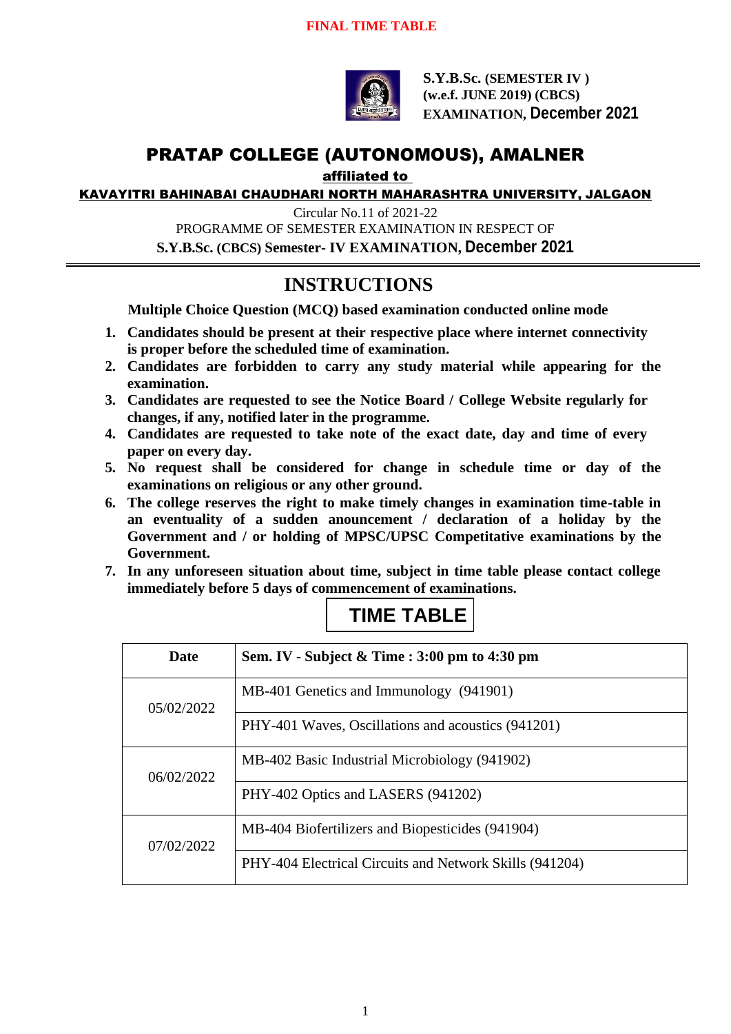**FINAL TIME TABLE**

**S.Y.B.Sc. (SEMESTER IV )**
**(w.e.f. JUNE 2019) (CBCS)**
**EXAMINATION, December 2021**

# PRATAP COLLEGE (AUTONOMOUS), AMALNER

**affiliated to**

**KAVAYITRI BAHINABAI CHAUDHARI NORTH MAHARASHTRA UNIVERSITY, JALGAON**

Circular No.11 of 2021-22

PROGRAMME OF SEMESTER EXAMINATION IN RESPECT OF

**S.Y.B.Sc. (CBCS) Semester- IV EXAMINATION, December 2021**

## INSTRUCTIONS

**Multiple Choice Question (MCQ) based examination conducted online mode**

1. **Candidates should be present at their respective place where internet connectivity is proper before the scheduled time of examination.**
2. **Candidates are forbidden to carry any study material while appearing for the examination.**
3. **Candidates are requested to see the Notice Board / College Website regularly for changes, if any, notified later in the programme.**
4. **Candidates are requested to take note of the exact date, day and time of every paper on every day.**
5. **No request shall be considered for change in schedule time or day of the examinations on religious or any other ground.**
6. **The college reserves the right to make timely changes in examination time-table in an eventuality of a sudden anouncement / declaration of a holiday by the Government and / or holding of MPSC/UPSC Competitative examinations by the Government.**
7. **In any unforeseen situation about time, subject in time table please contact college immediately before 5 days of commencement of examinations.**

## TIME TABLE

| Date | Sem. IV - Subject & Time : 3:00 pm to 4:30 pm |
|---|---|
| 05/02/2022 | MB-401 Genetics and Immunology (941901) |
| | PHY-401 Waves, Oscillations and acoustics (941201) |
| 06/02/2022 | MB-402 Basic Industrial Microbiology (941902) |
| | PHY-402 Optics and LASERS (941202) |
| 07/02/2022 | MB-404 Biofertilizers and Biopesticides (941904) |
| | PHY-404 Electrical Circuits and Network Skills (941204) |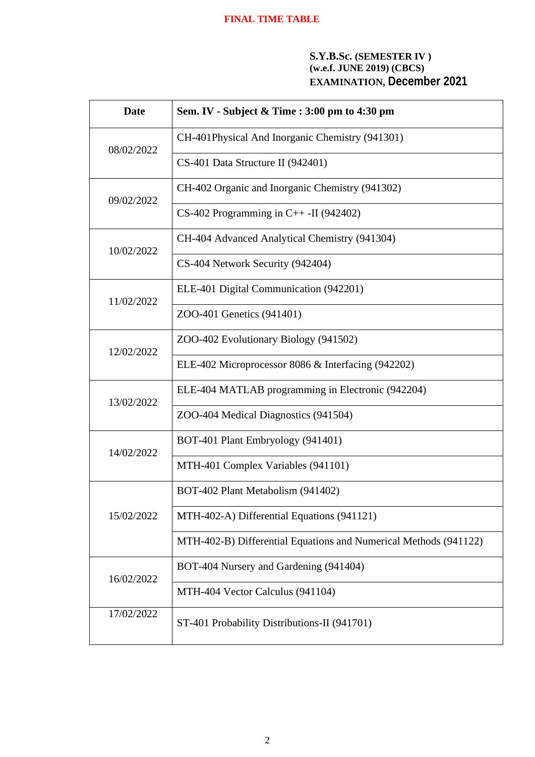**FINAL TIME TABLE**

**S.Y.B.Sc. (SEMESTER IV )**
**(w.e.f. JUNE 2019) (CBCS)**
**EXAMINATION, December 2021**

| Date | Sem. IV - Subject & Time : 3:00 pm to 4:30 pm |
|---|---|
| 08/02/2022 | CH-401Physical And Inorganic Chemistry (941301) |
| | CS-401 Data Structure II (942401) |
| 09/02/2022 | CH-402 Organic and Inorganic Chemistry (941302) |
| | CS-402 Programming in C++ -II (942402) |
| 10/02/2022 | CH-404 Advanced Analytical Chemistry (941304) |
| | CS-404 Network Security (942404) |
| 11/02/2022 | ELE-401 Digital Communication (942201) |
| | ZOO-401 Genetics (941401) |
| 12/02/2022 | ZOO-402 Evolutionary Biology (941502) |
| | ELE-402 Microprocessor 8086 & Interfacing (942202) |
| 13/02/2022 | ELE-404 MATLAB programming in Electronic (942204) |
| | ZOO-404 Medical Diagnostics (941504) |
| 14/02/2022 | BOT-401 Plant Embryology (941401) |
| | MTH-401 Complex Variables (941101) |
| 15/02/2022 | BOT-402 Plant Metabolism (941402) |
| | MTH-402-A) Differential Equations (941121) |
| | MTH-402-B) Differential Equations and Numerical Methods (941122) |
| 16/02/2022 | BOT-404 Nursery and Gardening (941404) |
| | MTH-404 Vector Calculus (941104) |
| 17/02/2022 | ST-401 Probability Distributions-II (941701) |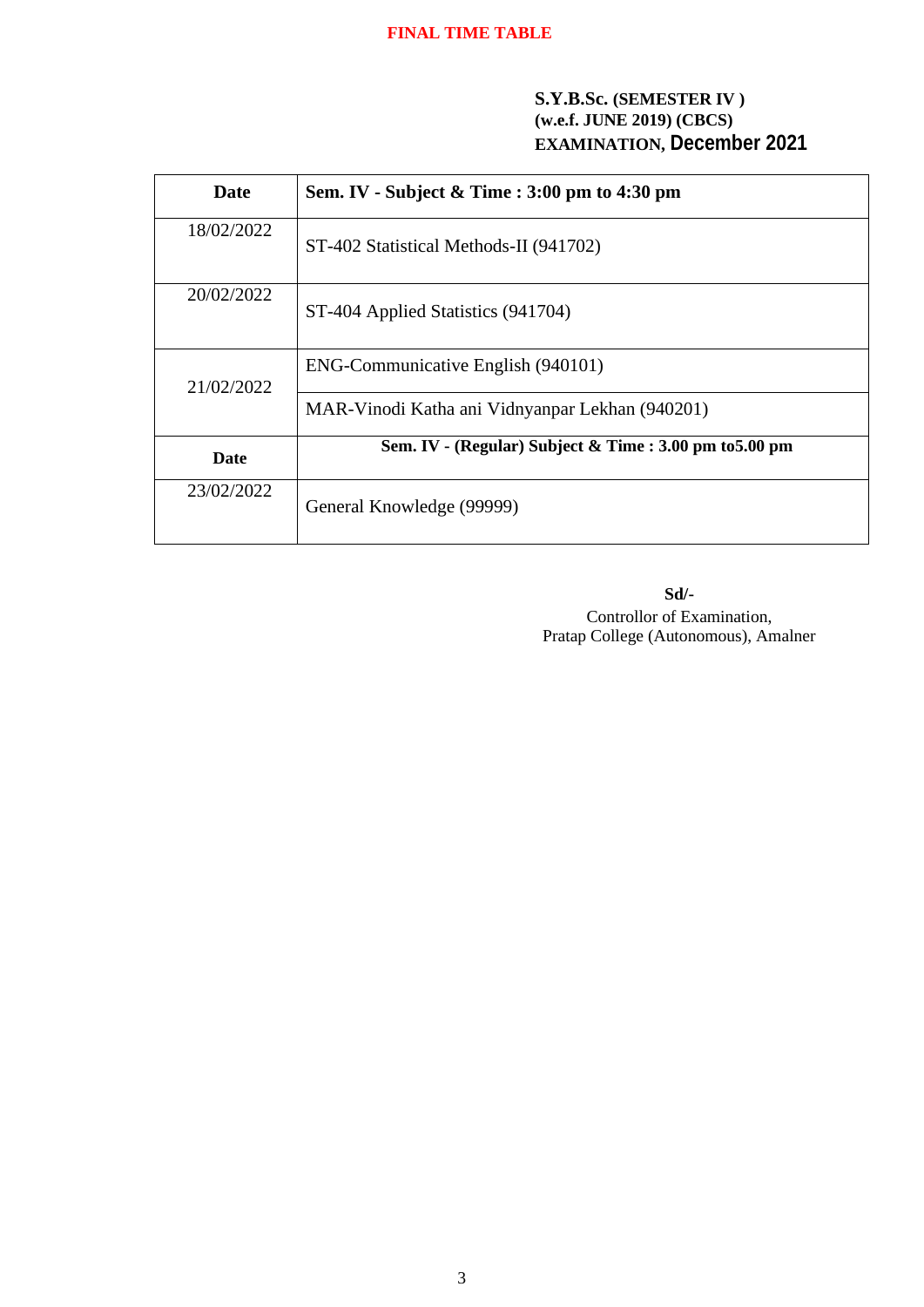**FINAL TIME TABLE**

**S.Y.B.Sc. (SEMESTER IV )**
**(w.e.f. JUNE 2019) (CBCS)**
**EXAMINATION, December 2021**

| Date | Sem. IV - Subject & Time : 3:00 pm to 4:30 pm |
|---|---|
| 18/02/2022 | ST-402 Statistical Methods-II (941702) |
| 20/02/2022 | ST-404 Applied Statistics (941704) |
| 21/02/2022 | ENG-Communicative English (940101) |
| | MAR-Vinodi Katha ani Vidnyanpar Lekhan (940201) |
| **Date** | **Sem. IV - (Regular) Subject & Time : 3.00 pm to5.00 pm** |
| 23/02/2022 | General Knowledge (99999) |

**Sd/-**
Controllor of Examination,
Pratap College (Autonomous), Amalner